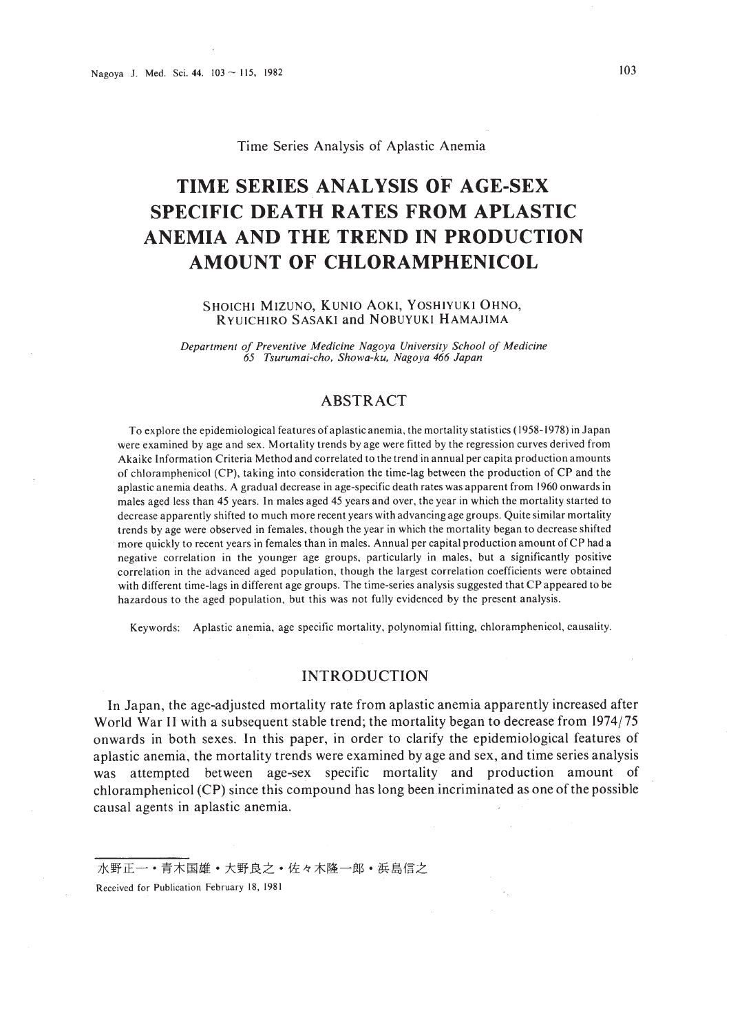Time Series Analysis of Aplastic Anemia

# TIME SERIES ANALYSIS OF AGE-SEX SPECIFIC DEATH RATES FROM APLASTIC ANEMIA AND THE TREND IN PRODUCTION AMOUNT OF CHLORAMPHENICOL

SHOICHI MIZUNO, KUNIO AOKI, YOSHIYUKI OHNO, RYUICHIRO SASAKI and NOBUYUKI HAMAJIMA

*Department of Preventive Medicine Nagoya University School of Medicine 65 Tsurumai-cho, Showa-ku, Nagoya 466 Japan*

## ABSTRACT

To explore the epidemiological features of aplastic anemia, the mortality statistics (1958-1978) in Japan were examined by age and sex. Mortality trends by age were fitted by the regression curves derived from Akaike Information Criteria Method and correlated to the trend in annual per capita production amounts of chloramphenicol (CP), taking into consideration the time-lag between the production of CP and the aplastic anemia deaths. A gradual decrease in age-specific death rates was apparent from 1960 onwards in males aged less than 45 years. In males aged 45 years and over, the year in which the mortality started to decrease apparently shifted to much more recent years with advancing age groups. Quite similar mortality trends by age were observed in females, though the year in which the mortality began to decrease shifted more quickly to recent years in females than in males. Annual per capital production amount of CP had a negative correlation in the younger age groups, particularly in males, but a significantly positive correlation in the advanced aged population, though the largest correlation coefficients were obtained with different time-lags in different age groups. The time-series analysis suggested that CP appeared to be hazardous to the aged population, but this was not fully evidenced by the present analysis.

Keywords: Aplastic anemia, age specific mortality, polynomial fitting, chloramphenicol, causality.

## INTRODUCTION

In Japan, the age-adjusted mortality rate from aplastic anemia apparently increased after World War II with a subsequent stable trend; the mortality began to decrease from 1974/75 onwards in both sexes. In this paper, in order to clarify the epidemiological features of aplastic anemia, the mortality trends were examined by age and sex, and time series analysis was attempted between age-sex specific mortality and production amount of chloramphenicol (CP) since this compound has long been incriminated as one of the possible causal agents in aplastic anemia.

水野正一・青木国雄・大野良之・佐々木隆一郎・浜島信之

Received for Publication February 18, 1981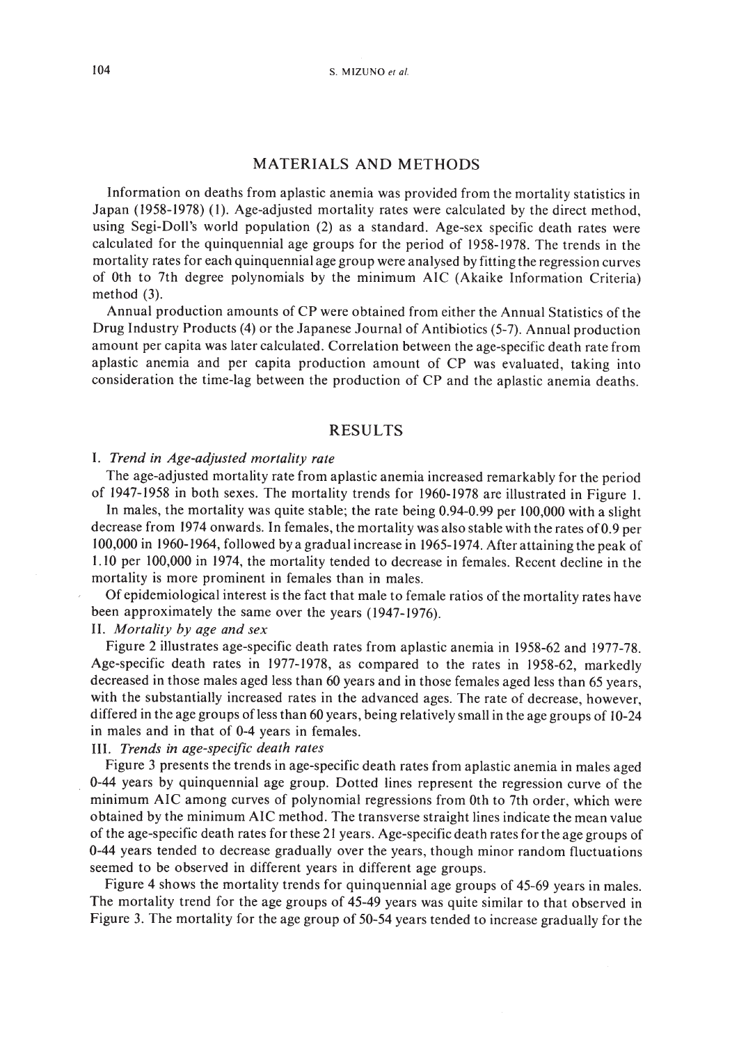## MATERIALS AND METHODS

Information on deaths from aplastic anemia was provided from the mortality statistics in Japan (1958-1978) (1). Age-adjusted mortality rates were calculated by the direct method, using Segi-Doll's world population (2) as a standard. Age-sex specific death rates were calculated for the quinquennial age groups for the period of 1958-1978. The trends in the mortality rates for each quinquennial age group were analysed by fitting the regression curves of 0th to 7th degree polynomials by the minimum AIC (Akaike Information Criteria) method (3).

Annual production amounts of CP were obtained from either the Annual Statistics of the Drug Industry Products (4) or the Japanese Journal of Antibiotics (5-7). Annual production amount per capita was later calculated. Correlation between the age-specific death rate from aplastic anemia and per capita production amount of CP was evaluated, taking into consideration the time-lag between the production of CP and the aplastic anemia deaths.

## RESULTS

I. *Trend in Age-adjusted mortality rate*

The age-adjusted mortality rate from aplastic anemia increased remarkably for the period of 1947-1958 in both sexes. The mortality trends for 1960-1978 are illustrated in Figure 1.

In males, the mortality was quite stable; the rate being 0.94-0.99 per 100,000 with a slight decrease from 1974 onwards. In females, the mortality was also stable with the rates of 0.9 per 100,000 in 1960-1964, followed by a gradual increase in 1965-1974. After attaining the peak of 1.10 per 100,000 in 1974, the mortality tended to decrease in females. Recent decline in the mortality is more prominent in females than in males.

Of epidemiological interest is the fact that male to female ratios of the mortality rates have been approximately the same over the years (1947-1976).

II. *Mortality by age and sex*

Figure 2 illustrates age-specific death rates from aplastic anemia in 1958-62 and 1977-78. Age-specific death rates in 1977-1978, as compared to the rates in 1958-62, markedly decreased in those males aged less than 60 years and in those females aged less than 65 years, with the substantially increased rates in the advanced ages. The rate of decrease, however, differed in the age groups of less than 60 years, being relatively small in the age groups of 10-24 in males and in that of 0-4 years in females.

III. *Trends in age-specific death rates*

Figure 3 presents the trends in age-specific death rates from aplastic anemia in males aged 0-44 years by quinquennial age group. Dotted lines represent the regression curve of the minimum AIC among curves of polynomial regressions from 0th to 7th order, which were obtained by the minimum AIC method. The transverse straight lines indicate the mean value of the age-specific death rates for these 21 years. Age-specific death rates for the age groups of 0-44 years tended to decrease gradually over the years, though minor random fluctuations seemed to be observed in different years in different age groups.

Figure 4 shows the mortality trends for quinquennial age groups of 45-69 years in males. The mortality trend for the age groups of 45-49 years was quite similar to that observed in Figure 3. The mortality for the age group of 50-54 years tended to increase gradually for the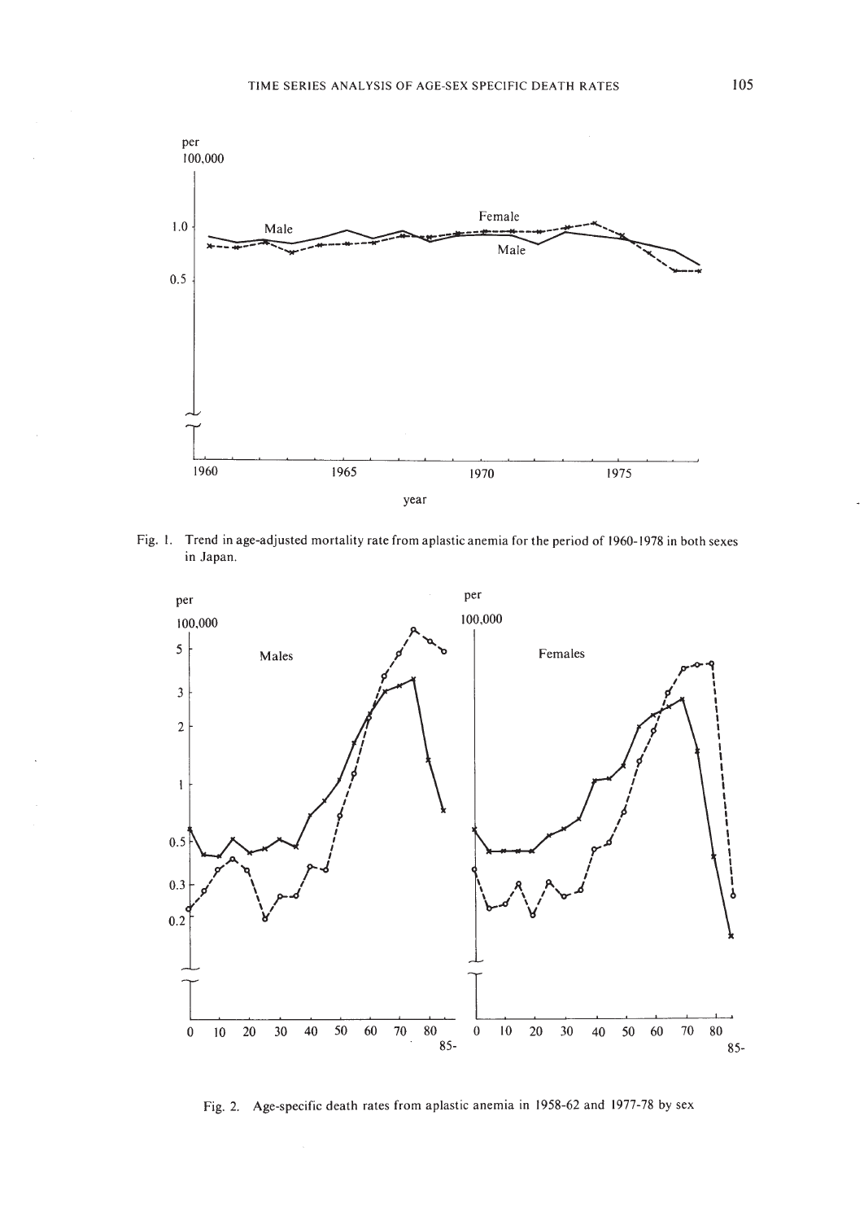Fig. 1. Trend in age-adjusted mortality rate from aplastic anemia for the period of 1960-1978 in both sexes in Japan.

Fig. 2. Age-specific death rates from aplastic anemia in 1958-62 and 1977-78 by sex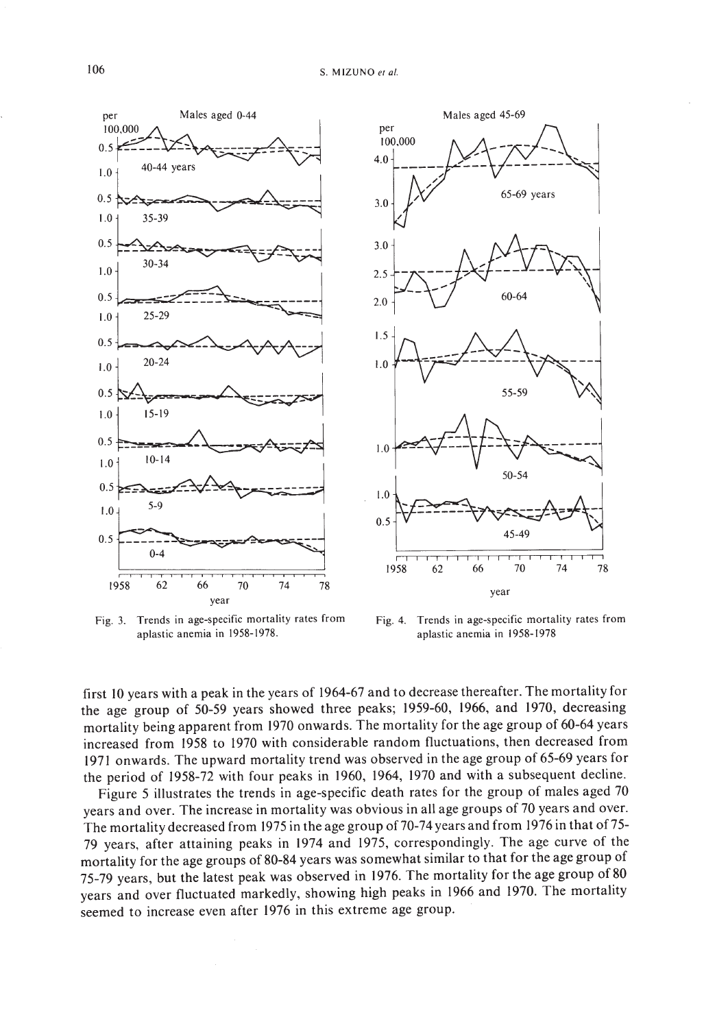Fig. 3. Trends in age-specific mortality rates from aplastic anemia in 1958-1978.

Fig. 4. Trends in age-specific mortality rates from aplastic anemia in 1958-1978

first 10 years with a peak in the years of 1964-67 and to decrease thereafter. The mortality for the age group of 50-59 years showed three peaks; 1959-60, 1966, and 1970, decreasing mortality being apparent from 1970 onwards. The mortality for the age group of 60-64 years increased from 1958 to 1970 with considerable random fluctuations, then decreased from 1971 onwards. The upward mortality trend was observed in the age group of 65-69 years for the period of 1958-72 with four peaks in 1960, 1964, 1970 and with a subsequent decline.

Figure 5 illustrates the trends in age-specific death rates for the group of males aged 70 years and over. The increase in mortality was obvious in all age groups of 70 years and over. The mortality decreased from 1975 in the age group of 70-74 years and from 1976 in that of 75-79 years, after attaining peaks in 1974 and 1975, correspondingly. The age curve of the mortality for the age groups of 80-84 years was somewhat similar to that for the age group of 75-79 years, but the latest peak was observed in 1976. The mortality for the age group of 80 years and over fluctuated markedly, showing high peaks in 1966 and 1970. The mortality seemed to increase even after 1976 in this extreme age group.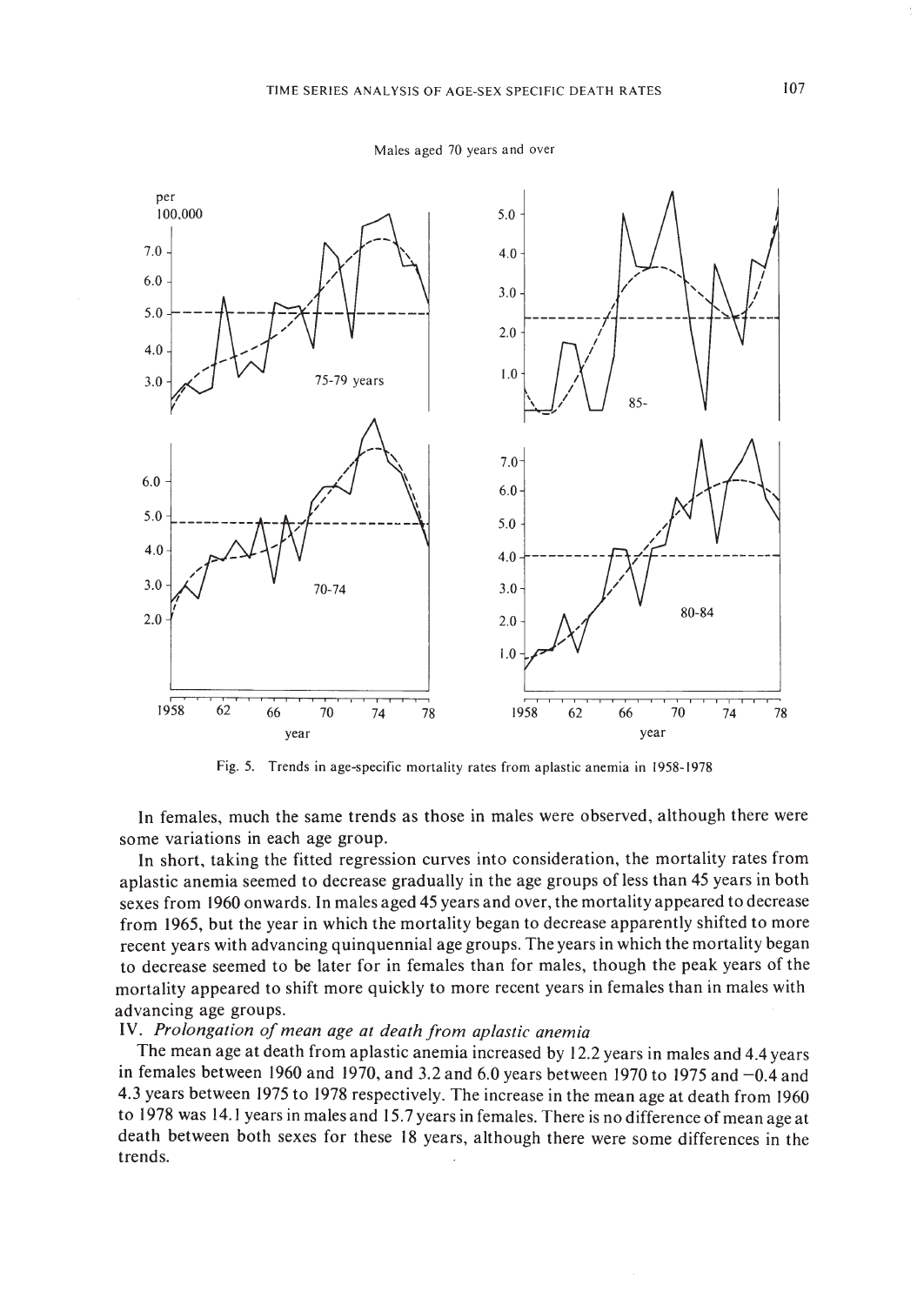Males aged 70 years and over

Fig. 5. Trends in age-specific mortality rates from aplastic anemia in 1958-1978

In females, much the same trends as those in males were observed, although there were some variations in each age group.

In short, taking the fitted regression curves into consideration, the mortality rates from aplastic anemia seemed to decrease gradually in the age groups of less than 45 years in both sexes from 1960 onwards. In males aged 45 years and over, the mortality appeared to decrease from 1965, but the year in which the mortality began to decrease apparently shifted to more recent years with advancing quinquennial age groups. The years in which the mortality began to decrease seemed to be later for in females than for males, though the peak years of the mortality appeared to shift more quickly to more recent years in females than in males with advancing age groups.

IV. *Prolongation of mean age at death from aplastic anemia*

The mean age at death from aplastic anemia increased by 12.2 years in males and 4.4 years in females between 1960 and 1970, and 3.2 and 6.0 years between 1970 to 1975 and −0.4 and 4.3 years between 1975 to 1978 respectively. The increase in the mean age at death from 1960 to 1978 was 14.1 years in males and 15.7 years in females. There is no difference of mean age at death between both sexes for these 18 years, although there were some differences in the trends.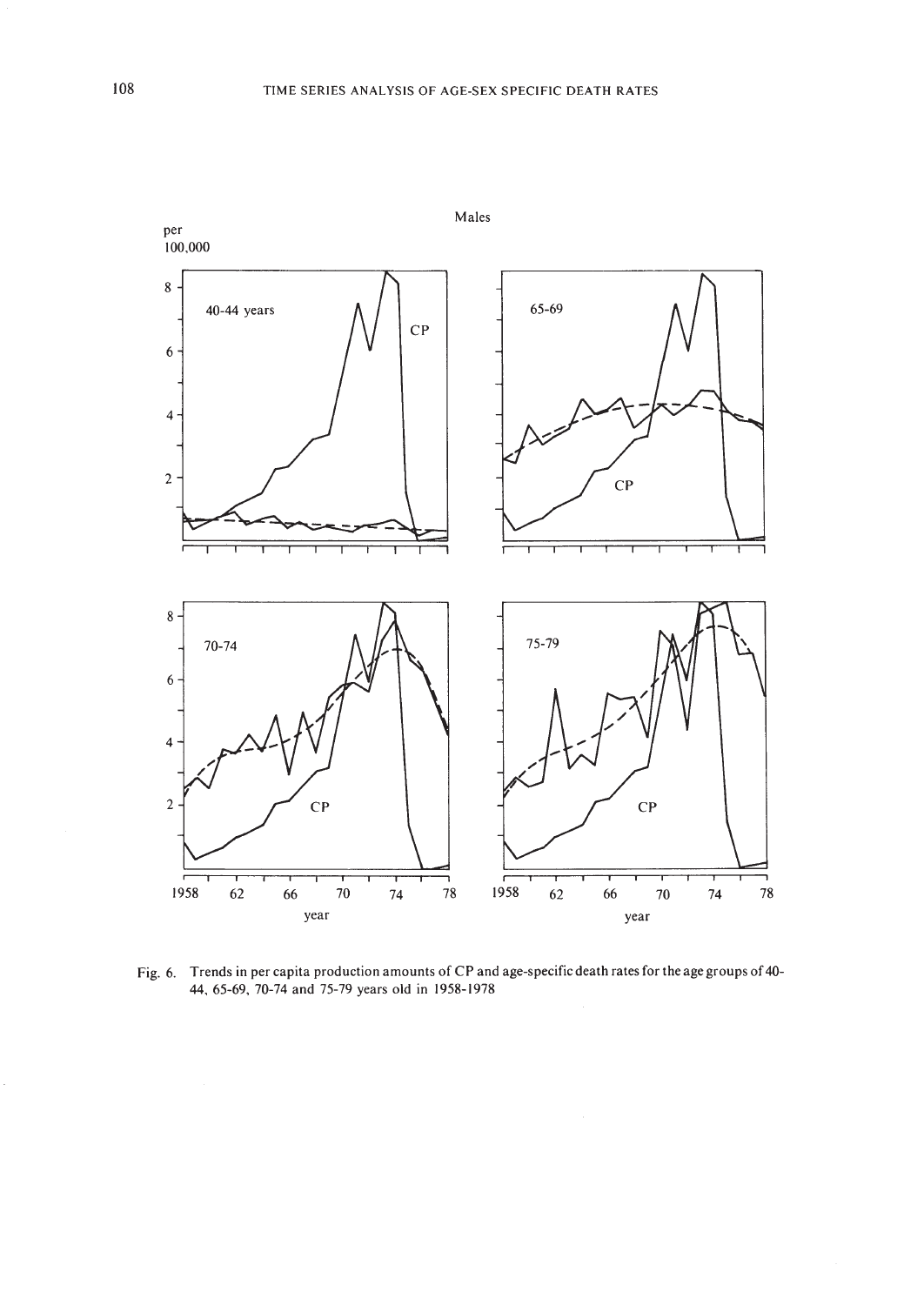Fig. 6. Trends in per capita production amounts of CP and age-specific death rates for the age groups of 40-44, 65-69, 70-74 and 75-79 years old in 1958-1978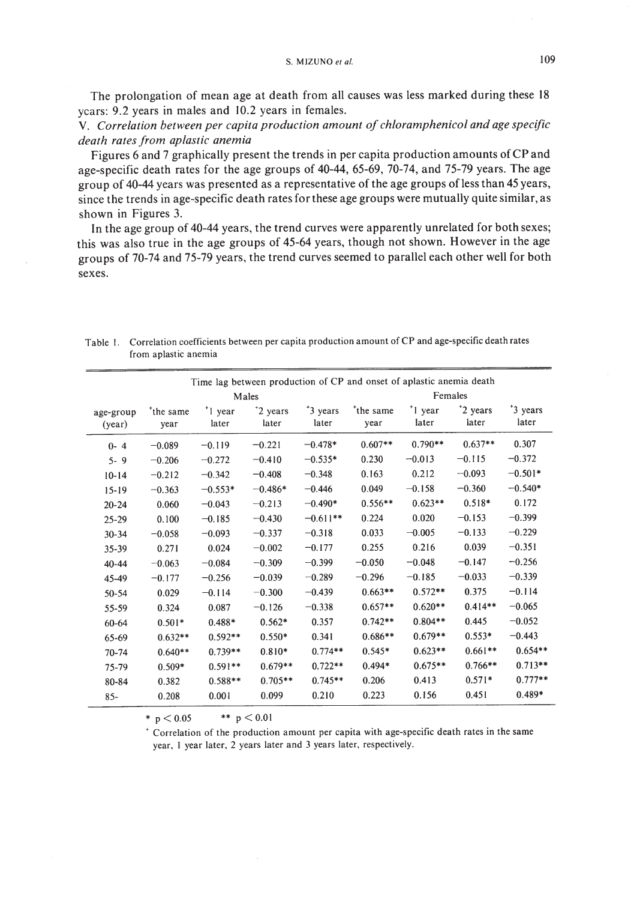The prolongation of mean age at death from all causes was less marked during these 18 years: 9.2 years in males and 10.2 years in females.

V. *Correlation between per capita production amount of chloramphenicol and age specific death rates from aplastic anemia*

Figures 6 and 7 graphically present the trends in per capita production amounts of CP and age-specific death rates for the age groups of 40-44, 65-69, 70-74, and 75-79 years. The age group of 40-44 years was presented as a representative of the age groups of less than 45 years, since the trends in age-specific death rates for these age groups were mutually quite similar, as shown in Figures 3.

In the age group of 40-44 years, the trend curves were apparently unrelated for both sexes; this was also true in the age groups of 45-64 years, though not shown. However in the age groups of 70-74 and 75-79 years, the trend curves seemed to parallel each other well for both sexes.

Table 1. Correlation coefficients between per capita production amount of CP and age-specific death rates from aplastic anemia

| | Time lag between production of CP and onset of aplastic anemia death | | | | | | | |
|---|---|---|---|---|---|---|---|---|
| | Males | | | | Females | | | |
| age-group (year) | +the same year | +1 year later | +2 years later | +3 years later | +the same year | +1 year later | +2 years later | +3 years later |
| 0- 4 | −0.089 | −0.119 | −0.221 | −0.478* | 0.607** | 0.790** | 0.637** | 0.307 |
| 5- 9 | −0.206 | −0.272 | −0.410 | −0.535* | 0.230 | −0.013 | −0.115 | −0.372 |
| 10-14 | −0.212 | −0.342 | −0.408 | −0.348 | 0.163 | 0.212 | −0.093 | −0.501* |
| 15-19 | −0.363 | −0.553* | −0.486* | −0.446 | 0.049 | −0.158 | −0.360 | −0.540* |
| 20-24 | 0.060 | −0.043 | −0.213 | −0.490* | 0.556** | 0.623** | 0.518* | 0.172 |
| 25-29 | 0.100 | −0.185 | −0.430 | −0.611** | 0.224 | 0.020 | −0.153 | −0.399 |
| 30-34 | −0.058 | −0.093 | −0.337 | −0.318 | 0.033 | −0.005 | −0.133 | −0.229 |
| 35-39 | 0.271 | 0.024 | −0.002 | −0.177 | 0.255 | 0.216 | 0.039 | −0.351 |
| 40-44 | −0.063 | −0.084 | −0.309 | −0.399 | −0.050 | −0.048 | −0.147 | −0.256 |
| 45-49 | −0.177 | −0.256 | −0.039 | −0.289 | −0.296 | −0.185 | −0.033 | −0.339 |
| 50-54 | 0.029 | −0.114 | −0.300 | −0.439 | 0.663** | 0.572** | 0.375 | −0.114 |
| 55-59 | 0.324 | 0.087 | −0.126 | −0.338 | 0.657** | 0.620** | 0.414** | −0.065 |
| 60-64 | 0.501* | 0.488* | 0.562* | 0.357 | 0.742** | 0.804** | 0.445 | −0.052 |
| 65-69 | 0.632** | 0.592** | 0.550* | 0.341 | 0.686** | 0.679** | 0.553* | −0.443 |
| 70-74 | 0.640** | 0.739** | 0.810* | 0.774** | 0.545* | 0.623** | 0.661** | 0.654** |
| 75-79 | 0.509* | 0.591** | 0.679** | 0.722** | 0.494* | 0.675** | 0.766** | 0.713** |
| 80-84 | 0.382 | 0.588** | 0.705** | 0.745** | 0.206 | 0.413 | 0.571* | 0.777** |
| 85- | 0.208 | 0.001 | 0.099 | 0.210 | 0.223 | 0.156 | 0.451 | 0.489* |

\* $p < 0.05$ ** $p < 0.01$

+ Correlation of the production amount per capita with age-specific death rates in the same year, 1 year later, 2 years later and 3 years later, respectively.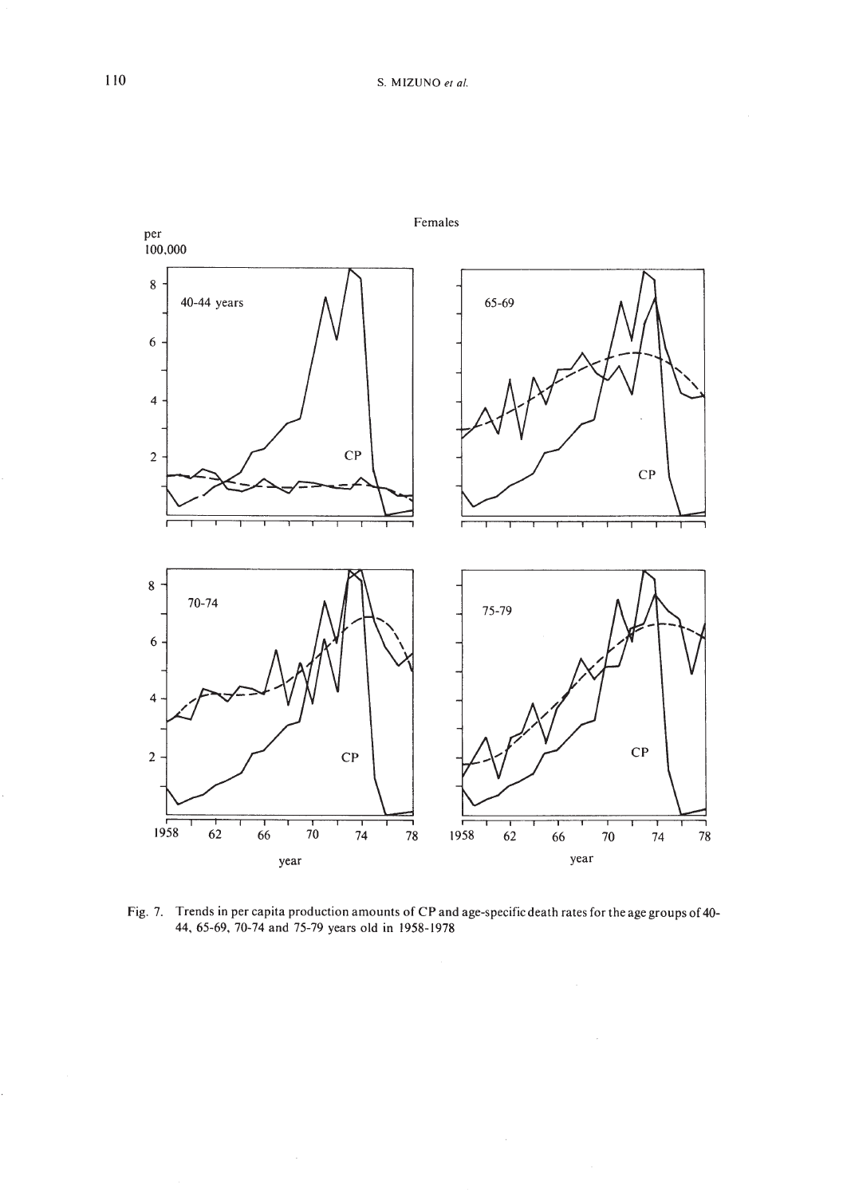Fig. 7. Trends in per capita production amounts of CP and age-specific death rates for the age groups of 40-44, 65-69, 70-74 and 75-79 years old in 1958-1978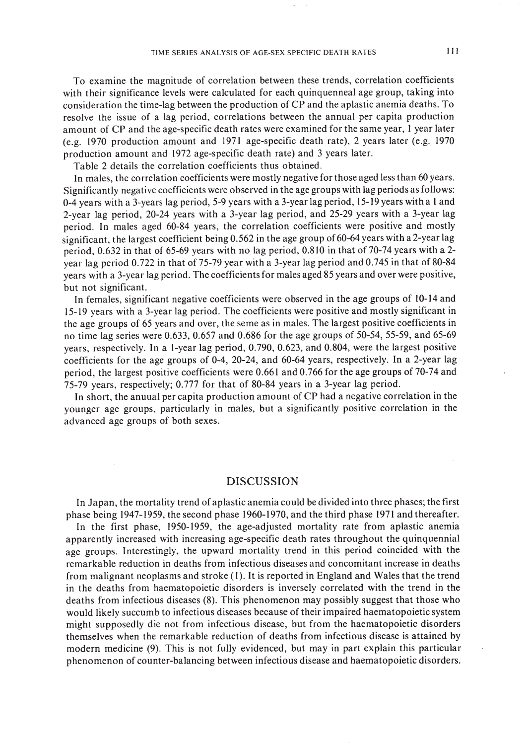To examine the magnitude of correlation between these trends, correlation coefficients with their significance levels were calculated for each quinquenneal age group, taking into consideration the time-lag between the production of CP and the aplastic anemia deaths. To resolve the issue of a lag period, correlations between the annual per capita production amount of CP and the age-specific death rates were examined for the same year, 1 year later (e.g. 1970 production amount and 1971 age-specific death rate), 2 years later (e.g. 1970 production amount and 1972 age-specific death rate) and 3 years later.

Table 2 details the correlation coefficients thus obtained.

In males, the correlation coefficients were mostly negative for those aged less than 60 years. Significantly negative coefficients were observed in the age groups with lag periods as follows: 0-4 years with a 3-years lag period, 5-9 years with a 3-year lag period, 15-19 years with a 1 and 2-year lag period, 20-24 years with a 3-year lag period, and 25-29 years with a 3-year lag period. In males aged 60-84 years, the correlation coefficients were positive and mostly significant, the largest coefficient being 0.562 in the age group of 60-64 years with a 2-year lag period, 0.632 in that of 65-69 years with no lag period, 0.810 in that of 70-74 years with a 2-year lag period 0.722 in that of 75-79 year with a 3-year lag period and 0.745 in that of 80-84 years with a 3-year lag period. The coefficients for males aged 85 years and over were positive, but not significant.

In females, significant negative coefficients were observed in the age groups of 10-14 and 15-19 years with a 3-year lag period. The coefficients were positive and mostly significant in the age groups of 65 years and over, the seme as in males. The largest positive coefficients in no time lag series were 0.633, 0.657 and 0.686 for the age groups of 50-54, 55-59, and 65-69 years, respectively. In a 1-year lag period, 0.790, 0.623, and 0.804, were the largest positive coefficients for the age groups of 0-4, 20-24, and 60-64 years, respectively. In a 2-year lag period, the largest positive coefficients were 0.661 and 0.766 for the age groups of 70-74 and 75-79 years, respectively; 0.777 for that of 80-84 years in a 3-year lag period.

In short, the anuual per capita production amount of CP had a negative correlation in the younger age groups, particularly in males, but a significantly positive correlation in the advanced age groups of both sexes.

## DISCUSSION

In Japan, the mortality trend of aplastic anemia could be divided into three phases; the first phase being 1947-1959, the second phase 1960-1970, and the third phase 1971 and thereafter.

In the first phase, 1950-1959, the age-adjusted mortality rate from aplastic anemia apparently increased with increasing age-specific death rates throughout the quinquennial age groups. Interestingly, the upward mortality trend in this period coincided with the remarkable reduction in deaths from infectious diseases and concomitant increase in deaths from malignant neoplasms and stroke (1). It is reported in England and Wales that the trend in the deaths from haematopoietic disorders is inversely correlated with the trend in the deaths from infectious diseases (8). This phenomenon may possibly suggest that those who would likely succumb to infectious diseases because of their impaired haematopoietic system might supposedly die not from infectious disease, but from the haematopoietic disorders themselves when the remarkable reduction of deaths from infectious disease is attained by modern medicine (9). This is not fully evidenced, but may in part explain this particular phenomenon of counter-balancing between infectious disease and haematopoietic disorders.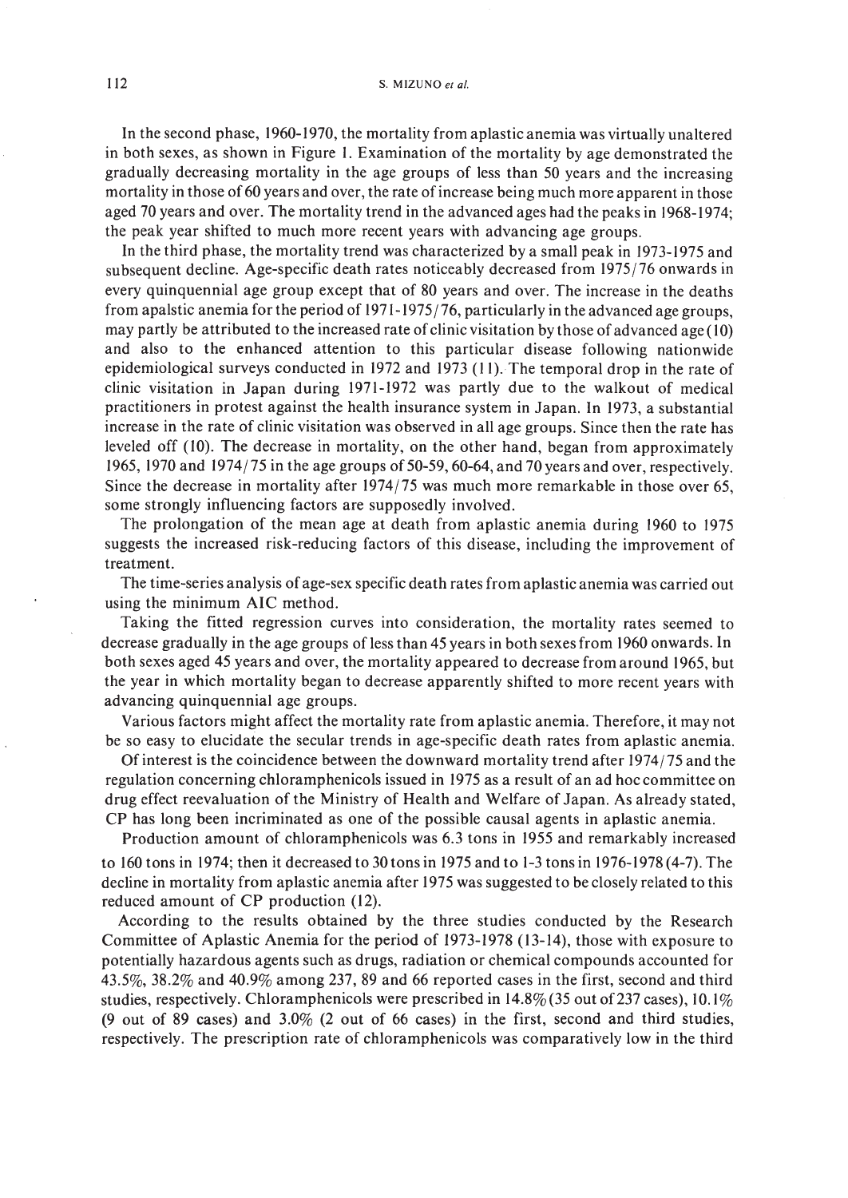In the second phase, 1960-1970, the mortality from aplastic anemia was virtually unaltered in both sexes, as shown in Figure 1. Examination of the mortality by age demonstrated the gradually decreasing mortality in the age groups of less than 50 years and the increasing mortality in those of 60 years and over, the rate of increase being much more apparent in those aged 70 years and over. The mortality trend in the advanced ages had the peaks in 1968-1974; the peak year shifted to much more recent years with advancing age groups.

In the third phase, the mortality trend was characterized by a small peak in 1973-1975 and subsequent decline. Age-specific death rates noticeably decreased from 1975/76 onwards in every quinquennial age group except that of 80 years and over. The increase in the deaths from apalstic anemia for the period of 1971-1975/76, particularly in the advanced age groups, may partly be attributed to the increased rate of clinic visitation by those of advanced age (10) and also to the enhanced attention to this particular disease following nationwide epidemiological surveys conducted in 1972 and 1973 (11). The temporal drop in the rate of clinic visitation in Japan during 1971-1972 was partly due to the walkout of medical practitioners in protest against the health insurance system in Japan. In 1973, a substantial increase in the rate of clinic visitation was observed in all age groups. Since then the rate has leveled off (10). The decrease in mortality, on the other hand, began from approximately 1965, 1970 and 1974/75 in the age groups of 50-59, 60-64, and 70 years and over, respectively. Since the decrease in mortality after 1974/75 was much more remarkable in those over 65, some strongly influencing factors are supposedly involved.

The prolongation of the mean age at death from aplastic anemia during 1960 to 1975 suggests the increased risk-reducing factors of this disease, including the improvement of treatment.

The time-series analysis of age-sex specific death rates from aplastic anemia was carried out using the minimum AIC method.

Taking the fitted regression curves into consideration, the mortality rates seemed to decrease gradually in the age groups of less than 45 years in both sexes from 1960 onwards. In both sexes aged 45 years and over, the mortality appeared to decrease from around 1965, but the year in which mortality began to decrease apparently shifted to more recent years with advancing quinquennial age groups.

Various factors might affect the mortality rate from aplastic anemia. Therefore, it may not be so easy to elucidate the secular trends in age-specific death rates from aplastic anemia.

Of interest is the coincidence between the downward mortality trend after 1974/75 and the regulation concerning chloramphenicols issued in 1975 as a result of an ad hoc committee on drug effect reevaluation of the Ministry of Health and Welfare of Japan. As already stated, CP has long been incriminated as one of the possible causal agents in aplastic anemia.

Production amount of chloramphenicols was 6.3 tons in 1955 and remarkably increased to 160 tons in 1974; then it decreased to 30 tons in 1975 and to 1-3 tons in 1976-1978 (4-7). The decline in mortality from aplastic anemia after 1975 was suggested to be closely related to this reduced amount of CP production (12).

According to the results obtained by the three studies conducted by the Research Committee of Aplastic Anemia for the period of 1973-1978 (13-14), those with exposure to potentially hazardous agents such as drugs, radiation or chemical compounds accounted for 43.5%, 38.2% and 40.9% among 237, 89 and 66 reported cases in the first, second and third studies, respectively. Chloramphenicols were prescribed in 14.8% (35 out of 237 cases), 10.1% (9 out of 89 cases) and 3.0% (2 out of 66 cases) in the first, second and third studies, respectively. The prescription rate of chloramphenicols was comparatively low in the third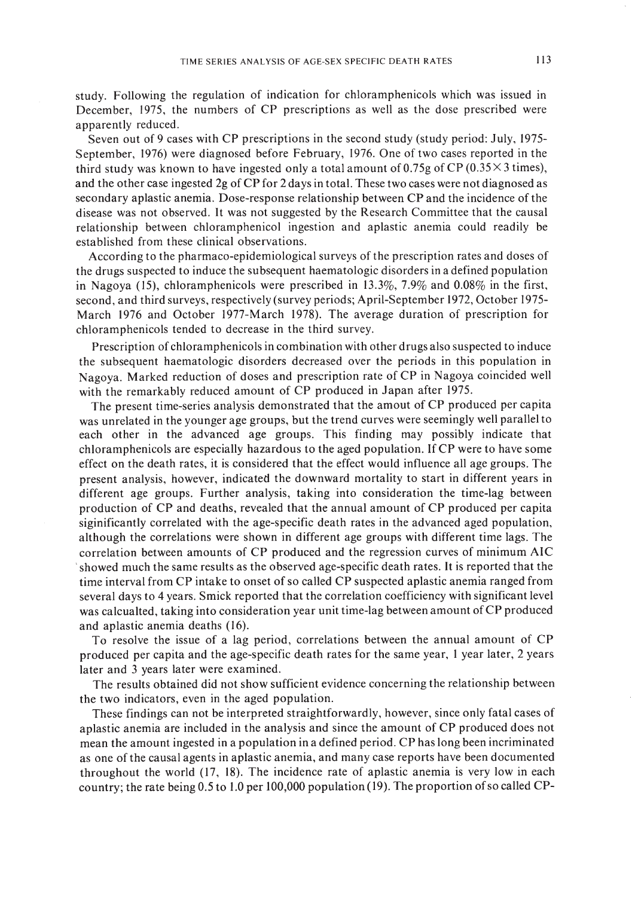study. Following the regulation of indication for chloramphenicols which was issued in December, 1975, the numbers of CP prescriptions as well as the dose prescribed were apparently reduced.

Seven out of 9 cases with CP prescriptions in the second study (study period: July, 1975-September, 1976) were diagnosed before February, 1976. One of two cases reported in the third study was known to have ingested only a total amount of 0.75g of CP (0.35×3 times), and the other case ingested 2g of CP for 2 days in total. These two cases were not diagnosed as secondary aplastic anemia. Dose-response relationship between CP and the incidence of the disease was not observed. It was not suggested by the Research Committee that the causal relationship between chloramphenicol ingestion and aplastic anemia could readily be established from these clinical observations.

According to the pharmaco-epidemiological surveys of the prescription rates and doses of the drugs suspected to induce the subsequent haematologic disorders in a defined population in Nagoya (15), chloramphenicols were prescribed in 13.3%, 7.9% and 0.08% in the first, second, and third surveys, respectively (survey periods; April-September 1972, October 1975-March 1976 and October 1977-March 1978). The average duration of prescription for chloramphenicols tended to decrease in the third survey.

Prescription of chloramphenicols in combination with other drugs also suspected to induce the subsequent haematologic disorders decreased over the periods in this population in Nagoya. Marked reduction of doses and prescription rate of CP in Nagoya coincided well with the remarkably reduced amount of CP produced in Japan after 1975.

The present time-series analysis demonstrated that the amout of CP produced per capita was unrelated in the younger age groups, but the trend curves were seemingly well parallel to each other in the advanced age groups. This finding may possibly indicate that chloramphenicols are especially hazardous to the aged population. If CP were to have some effect on the death rates, it is considered that the effect would influence all age groups. The present analysis, however, indicated the downward mortality to start in different years in different age groups. Further analysis, taking into consideration the time-lag between production of CP and deaths, revealed that the annual amount of CP produced per capita siginificantly correlated with the age-specific death rates in the advanced aged population, although the correlations were shown in different age groups with different time lags. The correlation between amounts of CP produced and the regression curves of minimum AIC showed much the same results as the observed age-specific death rates. It is reported that the time interval from CP intake to onset of so called CP suspected aplastic anemia ranged from several days to 4 years. Smick reported that the correlation coefficiency with significant level was calcualted, taking into consideration year unit time-lag between amount of CP produced and aplastic anemia deaths (16).

To resolve the issue of a lag period, correlations between the annual amount of CP produced per capita and the age-specific death rates for the same year, 1 year later, 2 years later and 3 years later were examined.

The results obtained did not show sufficient evidence concerning the relationship between the two indicators, even in the aged population.

These findings can not be interpreted straightforwardly, however, since only fatal cases of aplastic anemia are included in the analysis and since the amount of CP produced does not mean the amount ingested in a population in a defined period. CP has long been incriminated as one of the causal agents in aplastic anemia, and many case reports have been documented throughout the world (17, 18). The incidence rate of aplastic anemia is very low in each country; the rate being 0.5 to 1.0 per 100,000 population (19). The proportion of so called CP-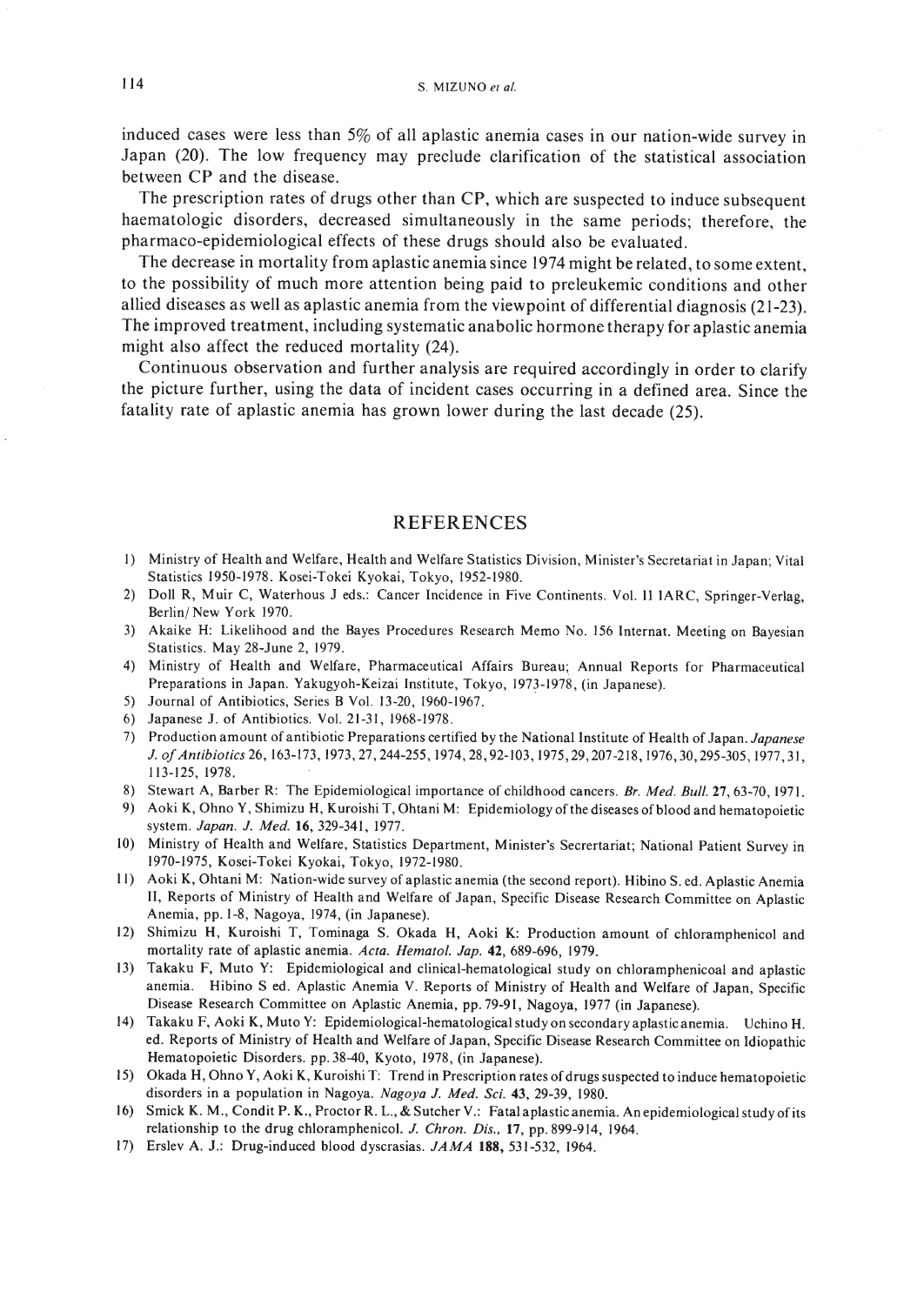induced cases were less than 5% of all aplastic anemia cases in our nation-wide survey in Japan (20). The low frequency may preclude clarification of the statistical association between CP and the disease.

The prescription rates of drugs other than CP, which are suspected to induce subsequent haematologic disorders, decreased simultaneously in the same periods; therefore, the pharmaco-epidemiological effects of these drugs should also be evaluated.

The decrease in mortality from aplastic anemia since 1974 might be related, to some extent, to the possibility of much more attention being paid to preleukemic conditions and other allied diseases as well as aplastic anemia from the viewpoint of differential diagnosis (21-23). The improved treatment, including systematic anabolic hormone therapy for aplastic anemia might also affect the reduced mortality (24).

Continuous observation and further analysis are required accordingly in order to clarify the picture further, using the data of incident cases occurring in a defined area. Since the fatality rate of aplastic anemia has grown lower during the last decade (25).

## REFERENCES

1) Ministry of Health and Welfare, Health and Welfare Statistics Division, Minister's Secretariat in Japan; Vital Statistics 1950-1978. Kosei-Tokei Kyokai, Tokyo, 1952-1980.
2) Doll R, Muir C, Waterhous J eds.: Cancer Incidence in Five Continents. Vol. II IARC, Springer-Verlag, Berlin/New York 1970.
3) Akaike H: Likelihood and the Bayes Procedures Research Memo No. 156 Internat. Meeting on Bayesian Statistics. May 28-June 2, 1979.
4) Ministry of Health and Welfare, Pharmaceutical Affairs Bureau; Annual Reports for Pharmaceutical Preparations in Japan. Yakugyoh-Keizai Institute, Tokyo, 1973-1978, (in Japanese).
5) Journal of Antibiotics, Series B Vol. 13-20, 1960-1967.
6) Japanese J. of Antibiotics. Vol. 21-31, 1968-1978.
7) Production amount of antibiotic Preparations certified by the National Institute of Health of Japan. *Japanese J. of Antibiotics* 26, 163-173, 1973, 27, 244-255, 1974, 28, 92-103, 1975, 29, 207-218, 1976, 30, 295-305, 1977, 31, 113-125, 1978.
8) Stewart A, Barber R: The Epidemiological importance of childhood cancers. *Br. Med. Bull.* 27, 63-70, 1971.
9) Aoki K, Ohno Y, Shimizu H, Kuroishi T, Ohtani M: Epidemiology of the diseases of blood and hematopoietic system. *Japan. J. Med.* **16**, 329-341, 1977.
10) Ministry of Health and Welfare, Statistics Department, Minister's Secrertariat; National Patient Survey in 1970-1975, Kosei-Tokei Kyokai, Tokyo, 1972-1980.
11) Aoki K, Ohtani M: Nation-wide survey of aplastic anemia (the second report). Hibino S. ed. Aplastic Anemia II, Reports of Ministry of Health and Welfare of Japan, Specific Disease Research Committee on Aplastic Anemia, pp. 1-8, Nagoya, 1974, (in Japanese).
12) Shimizu H, Kuroishi T, Tominaga S. Okada H, Aoki K: Production amount of chloramphenicol and mortality rate of aplastic anemia. *Acta. Hematol. Jap.* **42**, 689-696, 1979.
13) Takaku F, Muto Y: Epidemiological and clinical-hematological study on chloramphenicoal and aplastic anemia. Hibino S ed. Aplastic Anemia V. Reports of Ministry of Health and Welfare of Japan, Specific Disease Research Committee on Aplastic Anemia, pp. 79-91, Nagoya, 1977 (in Japanese).
14) Takaku F, Aoki K, Muto Y: Epidemiological-hematological study on secondary aplastic anemia. Uchino H. ed. Reports of Ministry of Health and Welfare of Japan, Specific Disease Research Committee on Idiopathic Hematopoietic Disorders. pp. 38-40, Kyoto, 1978, (in Japanese).
15) Okada H, Ohno Y, Aoki K, Kuroishi T: Trend in Prescription rates of drugs suspected to induce hematopoietic disorders in a population in Nagoya. *Nagoya J. Med. Sci.* **43**, 29-39, 1980.
16) Smick K. M., Condit P. K., Proctor R. L., & Sutcher V.: Fatal aplastic anemia. An epidemiological study of its relationship to the drug chloramphenicol. *J. Chron. Dis.*, **17**, pp. 899-914, 1964.
17) Erslev A. J.: Drug-induced blood dyscrasias. *JAMA* **188**, 531-532, 1964.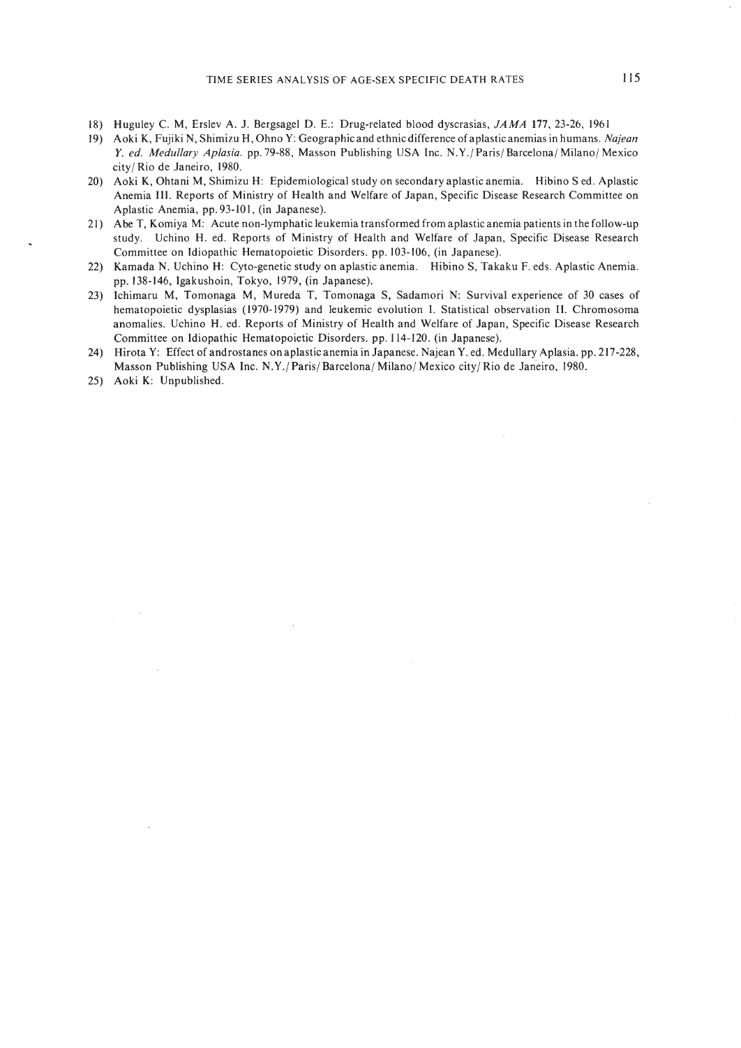18) Huguley C. M, Erslev A. J. Bergsagel D. E.: Drug-related blood dyscrasias, *JAMA* 177, 23-26, 1961

19) Aoki K, Fujiki N, Shimizu H, Ohno Y: Geographic and ethnic difference of aplastic anemias in humans. *Najean Y. ed. Medullary Aplasia.* pp. 79-88, Masson Publishing USA Inc. N.Y./ Paris/ Barcelona/ Milano/ Mexico city/ Rio de Janeiro, 1980.

20) Aoki K, Ohtani M, Shimizu H: Epidemiological study on secondary aplastic anemia. Hibino S ed. Aplastic Anemia III. Reports of Ministry of Health and Welfare of Japan, Specific Disease Research Committee on Aplastic Anemia, pp. 93-101, (in Japanese).

21) Abe T, Komiya M: Acute non-lymphatic leukemia transformed from aplastic anemia patients in the follow-up study. Uchino H. ed. Reports of Ministry of Health and Welfare of Japan, Specific Disease Research Committee on Idiopathic Hematopoietic Disorders. pp. 103-106, (in Japanese).

22) Kamada N. Uchino H: Cyto-genetic study on aplastic anemia. Hibino S, Takaku F. eds. Aplastic Anemia. pp. 138-146, Igakushoin, Tokyo, 1979, (in Japanese).

23) Ichimaru M, Tomonaga M, Mureda T, Tomonaga S, Sadamori N: Survival experience of 30 cases of hematopoietic dysplasias (1970-1979) and leukemic evolution I. Statistical observation II. Chromosoma anomalies. Uchino H. ed. Reports of Ministry of Health and Welfare of Japan, Specific Disease Research Committee on Idiopathic Hematopoietic Disorders. pp. 114-120. (in Japanese).

24) Hirota Y: Effect of androstanes on aplastic anemia in Japanese. Najean Y. ed. Medullary Aplasia. pp. 217-228, Masson Publishing USA Inc. N.Y./ Paris/ Barcelona/ Milano/ Mexico city/ Rio de Janeiro, 1980.

25) Aoki K: Unpublished.